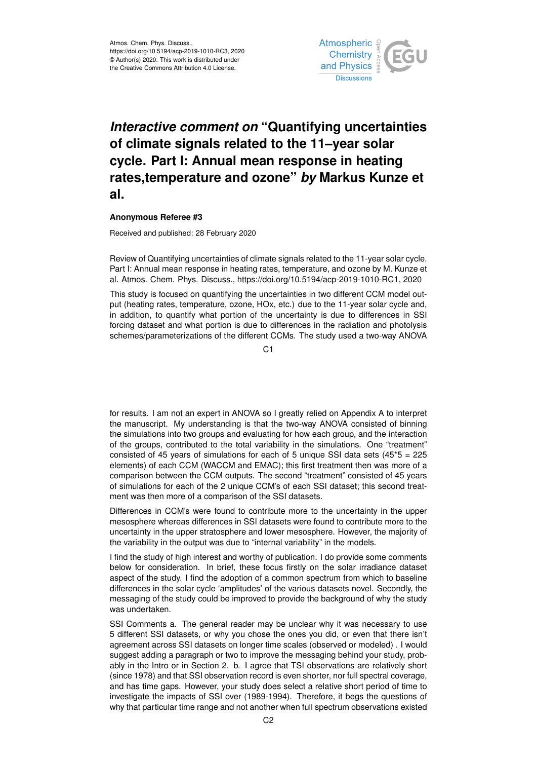# *Interactive comment on* "Quantifying uncertainties of climate signals related to the 11–year solar cycle. Part I: Annual mean response in heating rates,temperature and ozone" *by* Markus Kunze et al.

**Anonymous Referee #3**

Received and published: 28 February 2020

Review of Quantifying uncertainties of climate signals related to the 11-year solar cycle. Part I: Annual mean response in heating rates, temperature, and ozone by M. Kunze et al. Atmos. Chem. Phys. Discuss., https://doi.org/10.5194/acp-2019-1010-RC1, 2020

This study is focused on quantifying the uncertainties in two different CCM model output (heating rates, temperature, ozone, HOx, etc.) due to the 11-year solar cycle and, in addition, to quantify what portion of the uncertainty is due to differences in SSI forcing dataset and what portion is due to differences in the radiation and photolysis schemes/parameterizations of the different CCMs. The study used a two-way ANOVA for results. I am not an expert in ANOVA so I greatly relied on Appendix A to interpret the manuscript. My understanding is that the two-way ANOVA consisted of binning the simulations into two groups and evaluating for how each group, and the interaction of the groups, contributed to the total variability in the simulations. One "treatment" consisted of 45 years of simulations for each of 5 unique SSI data sets (45*5 = 225 elements) of each CCM (WACCM and EMAC); this first treatment then was more of a comparison between the CCM outputs. The second "treatment" consisted of 45 years of simulations for each of the 2 unique CCM's of each SSI dataset; this second treatment was then more of a comparison of the SSI datasets.

Differences in CCM's were found to contribute more to the uncertainty in the upper mesosphere whereas differences in SSI datasets were found to contribute more to the uncertainty in the upper stratosphere and lower mesosphere. However, the majority of the variability in the output was due to "internal variability" in the models.

I find the study of high interest and worthy of publication. I do provide some comments below for consideration. In brief, these focus firstly on the solar irradiance dataset aspect of the study. I find the adoption of a common spectrum from which to baseline differences in the solar cycle 'amplitudes' of the various datasets novel. Secondly, the messaging of the study could be improved to provide the background of why the study was undertaken.

SSI Comments a. The general reader may be unclear why it was necessary to use 5 different SSI datasets, or why you chose the ones you did, or even that there isn't agreement across SSI datasets on longer time scales (observed or modeled) . I would suggest adding a paragraph or two to improve the messaging behind your study, probably in the Intro or in Section 2. b. I agree that TSI observations are relatively short (since 1978) and that SSI observation record is even shorter, nor full spectral coverage, and has time gaps. However, your study does select a relative short period of time to investigate the impacts of SSI over (1989-1994). Therefore, it begs the questions of why that particular time range and not another when full spectrum observations existed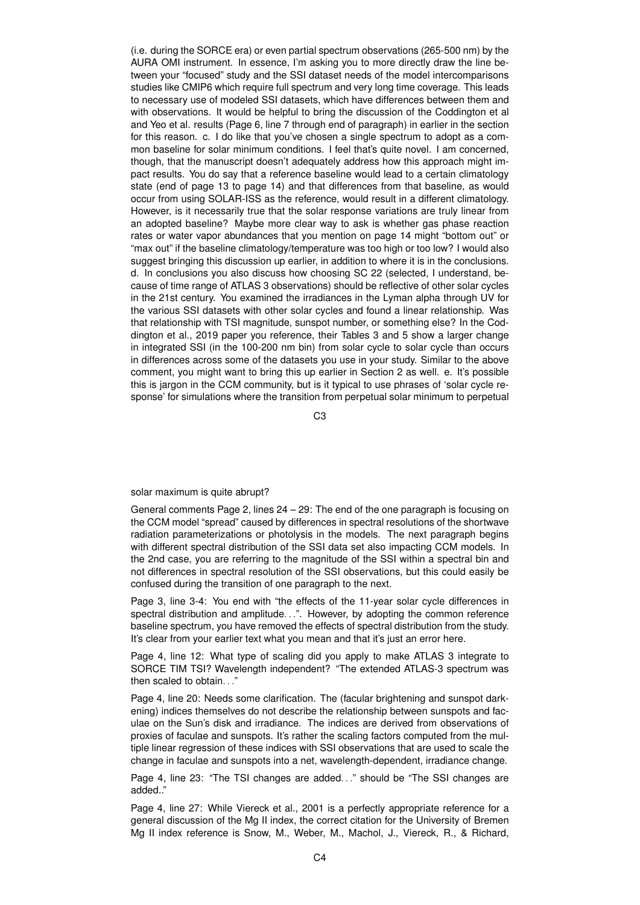(i.e. during the SORCE era) or even partial spectrum observations (265-500 nm) by the AURA OMI instrument. In essence, I'm asking you to more directly draw the line between your "focused" study and the SSI dataset needs of the model intercomparisons studies like CMIP6 which require full spectrum and very long time coverage. This leads to necessary use of modeled SSI datasets, which have differences between them and with observations. It would be helpful to bring the discussion of the Coddington et al and Yeo et al. results (Page 6, line 7 through end of paragraph) in earlier in the section for this reason. c. I do like that you've chosen a single spectrum to adopt as a common baseline for solar minimum conditions. I feel that's quite novel. I am concerned, though, that the manuscript doesn't adequately address how this approach might impact results. You do say that a reference baseline would lead to a certain climatology state (end of page 13 to page 14) and that differences from that baseline, as would occur from using SOLAR-ISS as the reference, would result in a different climatology. However, is it necessarily true that the solar response variations are truly linear from an adopted baseline? Maybe more clear way to ask is whether gas phase reaction rates or water vapor abundances that you mention on page 14 might "bottom out" or "max out" if the baseline climatology/temperature was too high or too low? I would also suggest bringing this discussion up earlier, in addition to where it is in the conclusions. d. In conclusions you also discuss how choosing SC 22 (selected, I understand, because of time range of ATLAS 3 observations) should be reflective of other solar cycles in the 21st century. You examined the irradiances in the Lyman alpha through UV for the various SSI datasets with other solar cycles and found a linear relationship. Was that relationship with TSI magnitude, sunspot number, or something else? In the Coddington et al., 2019 paper you reference, their Tables 3 and 5 show a larger change in integrated SSI (in the 100-200 nm bin) from solar cycle to solar cycle than occurs in differences across some of the datasets you use in your study. Similar to the above comment, you might want to bring this up earlier in Section 2 as well. e. It's possible this is jargon in the CCM community, but is it typical to use phrases of 'solar cycle response' for simulations where the transition from perpetual solar minimum to perpetual solar maximum is quite abrupt?

General comments Page 2, lines 24 – 29: The end of the one paragraph is focusing on the CCM model "spread" caused by differences in spectral resolutions of the shortwave radiation parameterizations or photolysis in the models. The next paragraph begins with different spectral distribution of the SSI data set also impacting CCM models. In the 2nd case, you are referring to the magnitude of the SSI within a spectral bin and not differences in spectral resolution of the SSI observations, but this could easily be confused during the transition of one paragraph to the next.

Page 3, line 3-4: You end with "the effects of the 11-year solar cycle differences in spectral distribution and amplitude…". However, by adopting the common reference baseline spectrum, you have removed the effects of spectral distribution from the study. It's clear from your earlier text what you mean and that it's just an error here.

Page 4, line 12: What type of scaling did you apply to make ATLAS 3 integrate to SORCE TIM TSI? Wavelength independent? "The extended ATLAS-3 spectrum was then scaled to obtain…"

Page 4, line 20: Needs some clarification. The (facular brightening and sunspot darkening) indices themselves do not describe the relationship between sunspots and faculae on the Sun's disk and irradiance. The indices are derived from observations of proxies of faculae and sunspots. It's rather the scaling factors computed from the multiple linear regression of these indices with SSI observations that are used to scale the change in faculae and sunspots into a net, wavelength-dependent, irradiance change.

Page 4, line 23: "The TSI changes are added…" should be "The SSI changes are added.."

Page 4, line 27: While Viereck et al., 2001 is a perfectly appropriate reference for a general discussion of the Mg II index, the correct citation for the University of Bremen Mg II index reference is Snow, M., Weber, M., Machol, J., Viereck, R., & Richard,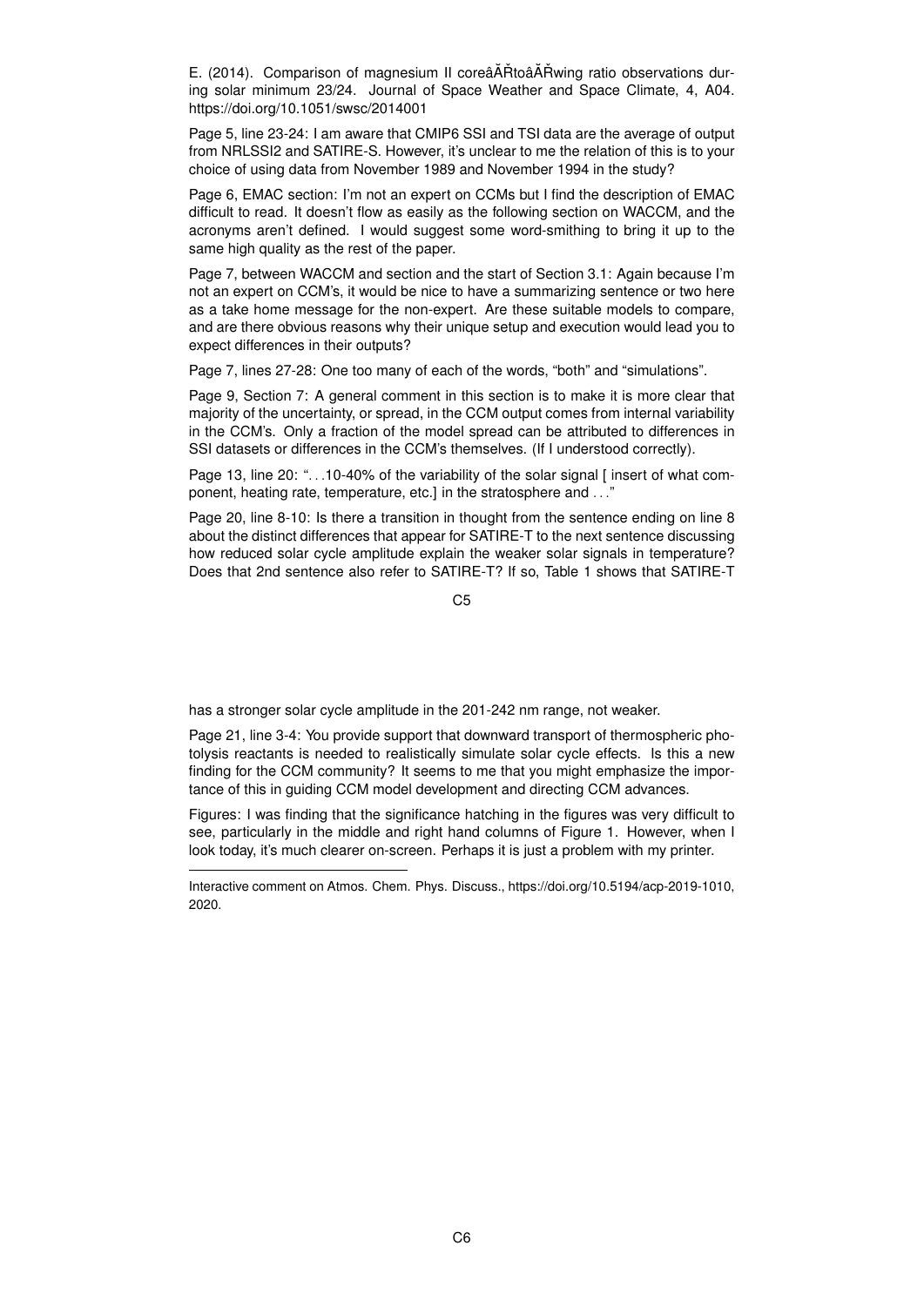E. (2014). Comparison of magnesium II coreâĂŘtoâĂŘwing ratio observations during solar minimum 23/24. Journal of Space Weather and Space Climate, 4, A04. https://doi.org/10.1051/swsc/2014001

Page 5, line 23-24: I am aware that CMIP6 SSI and TSI data are the average of output from NRLSSI2 and SATIRE-S. However, it's unclear to me the relation of this is to your choice of using data from November 1989 and November 1994 in the study?

Page 6, EMAC section: I'm not an expert on CCMs but I find the description of EMAC difficult to read. It doesn't flow as easily as the following section on WACCM, and the acronyms aren't defined. I would suggest some word-smithing to bring it up to the same high quality as the rest of the paper.

Page 7, between WACCM and section and the start of Section 3.1: Again because I'm not an expert on CCM's, it would be nice to have a summarizing sentence or two here as a take home message for the non-expert. Are these suitable models to compare, and are there obvious reasons why their unique setup and execution would lead you to expect differences in their outputs?

Page 7, lines 27-28: One too many of each of the words, "both" and "simulations".

Page 9, Section 7: A general comment in this section is to make it is more clear that majority of the uncertainty, or spread, in the CCM output comes from internal variability in the CCM's. Only a fraction of the model spread can be attributed to differences in SSI datasets or differences in the CCM's themselves. (If I understood correctly).

Page 13, line 20: ". . .10-40% of the variability of the solar signal [ insert of what component, heating rate, temperature, etc.] in the stratosphere and . . ."

Page 20, line 8-10: Is there a transition in thought from the sentence ending on line 8 about the distinct differences that appear for SATIRE-T to the next sentence discussing how reduced solar cycle amplitude explain the weaker solar signals in temperature? Does that 2nd sentence also refer to SATIRE-T? If so, Table 1 shows that SATIRE-T has a stronger solar cycle amplitude in the 201-242 nm range, not weaker.

Page 21, line 3-4: You provide support that downward transport of thermospheric photolysis reactants is needed to realistically simulate solar cycle effects. Is this a new finding for the CCM community? It seems to me that you might emphasize the importance of this in guiding CCM model development and directing CCM advances.

Figures: I was finding that the significance hatching in the figures was very difficult to see, particularly in the middle and right hand columns of Figure 1. However, when I look today, it's much clearer on-screen. Perhaps it is just a problem with my printer.

---

Interactive comment on Atmos. Chem. Phys. Discuss., https://doi.org/10.5194/acp-2019-1010, 2020.